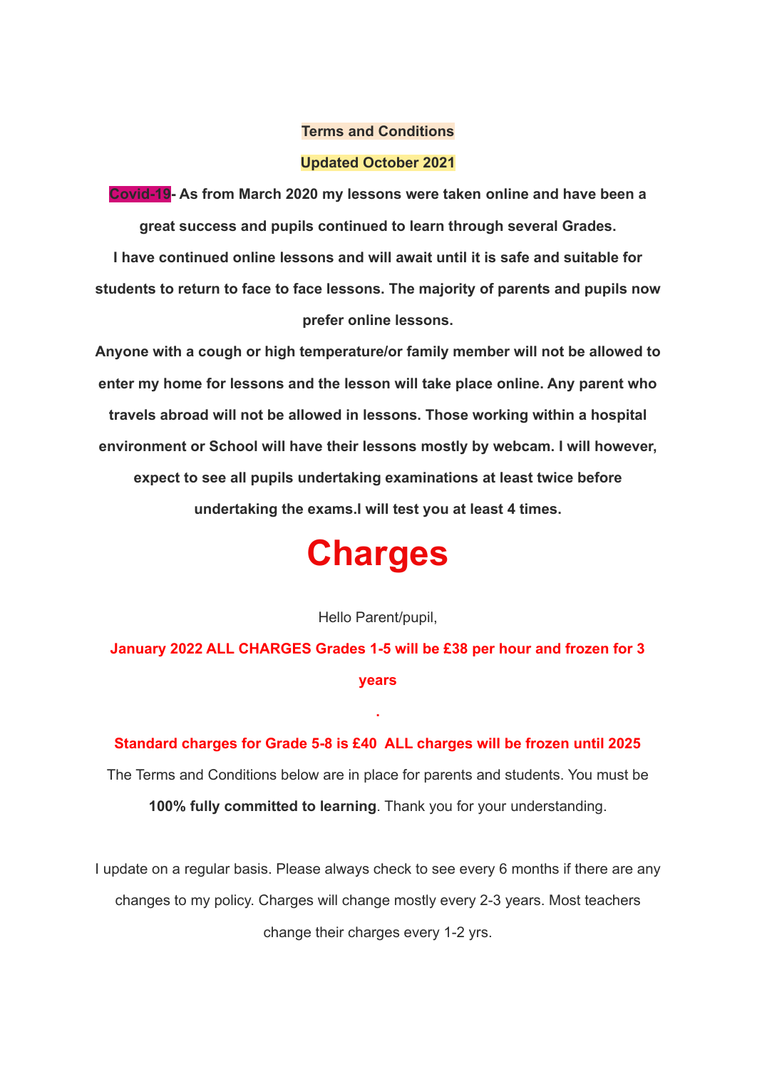**Terms and Conditions**

**Updated October 2021**

**Covid-19- As from March 2020 my lessons were taken online and have been a great success and pupils continued to learn through several Grades.**

**I have continued online lessons and will await until it is safe and suitable for students to return to face to face lessons. The majority of parents and pupils now prefer online lessons.**

**Anyone with a cough or high temperature/or family member will not be allowed to enter my home for lessons and the lesson will take place online. Any parent who travels abroad will not be allowed in lessons. Those working within a hospital environment or School will have their lessons mostly by webcam. I will however, expect to see all pupils undertaking examinations at least twice before undertaking the exams.I will test you at least 4 times.**

# Charges

Hello Parent/pupil,

**January 2022 ALL CHARGES Grades 1-5 will be £38 per hour and frozen for 3 years**

**.**

**Standard charges for Grade 5-8 is £40 ALL charges will be frozen until 2025**

The Terms and Conditions below are in place for parents and students. You must be **100% fully committed to learning**. Thank you for your understanding.

I update on a regular basis. Please always check to see every 6 months if there are any changes to my policy. Charges will change mostly every 2-3 years. Most teachers change their charges every 1-2 yrs.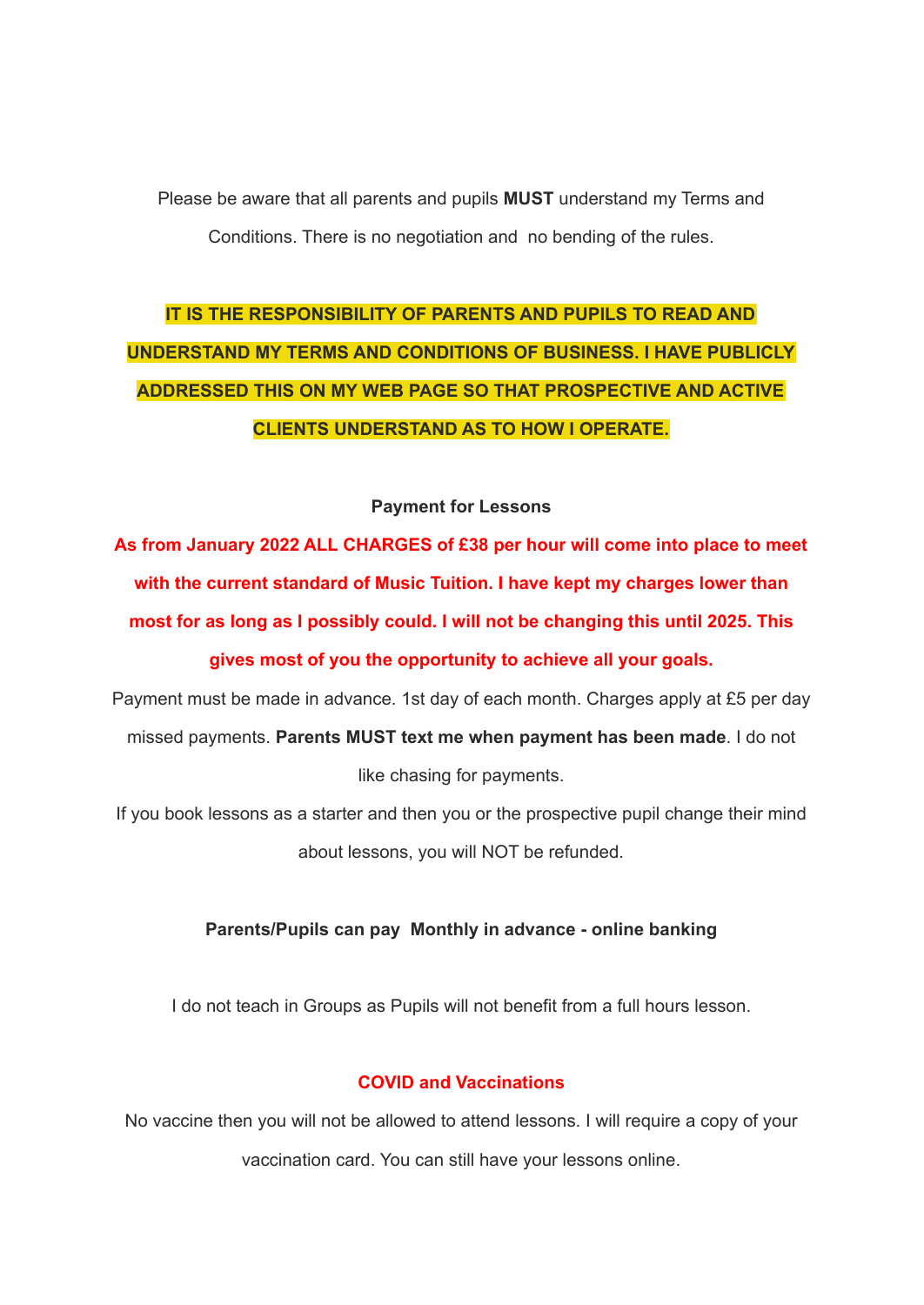Please be aware that all parents and pupils **MUST** understand my Terms and Conditions. There is no negotiation and no bending of the rules.

**IT IS THE RESPONSIBILITY OF PARENTS AND PUPILS TO READ AND UNDERSTAND MY TERMS AND CONDITIONS OF BUSINESS. I HAVE PUBLICLY ADDRESSED THIS ON MY WEB PAGE SO THAT PROSPECTIVE AND ACTIVE CLIENTS UNDERSTAND AS TO HOW I OPERATE.**

**Payment for Lessons**

**As from January 2022 ALL CHARGES of £38 per hour will come into place to meet with the current standard of Music Tuition. I have kept my charges lower than most for as long as I possibly could. I will not be changing this until 2025. This gives most of you the opportunity to achieve all your goals.**

Payment must be made in advance. 1st day of each month. Charges apply at £5 per day missed payments. **Parents MUST text me when payment has been made**. I do not like chasing for payments.

If you book lessons as a starter and then you or the prospective pupil change their mind about lessons, you will NOT be refunded.

**Parents/Pupils can pay Monthly in advance - online banking**

I do not teach in Groups as Pupils will not benefit from a full hours lesson.

**COVID and Vaccinations**

No vaccine then you will not be allowed to attend lessons. I will require a copy of your vaccination card. You can still have your lessons online.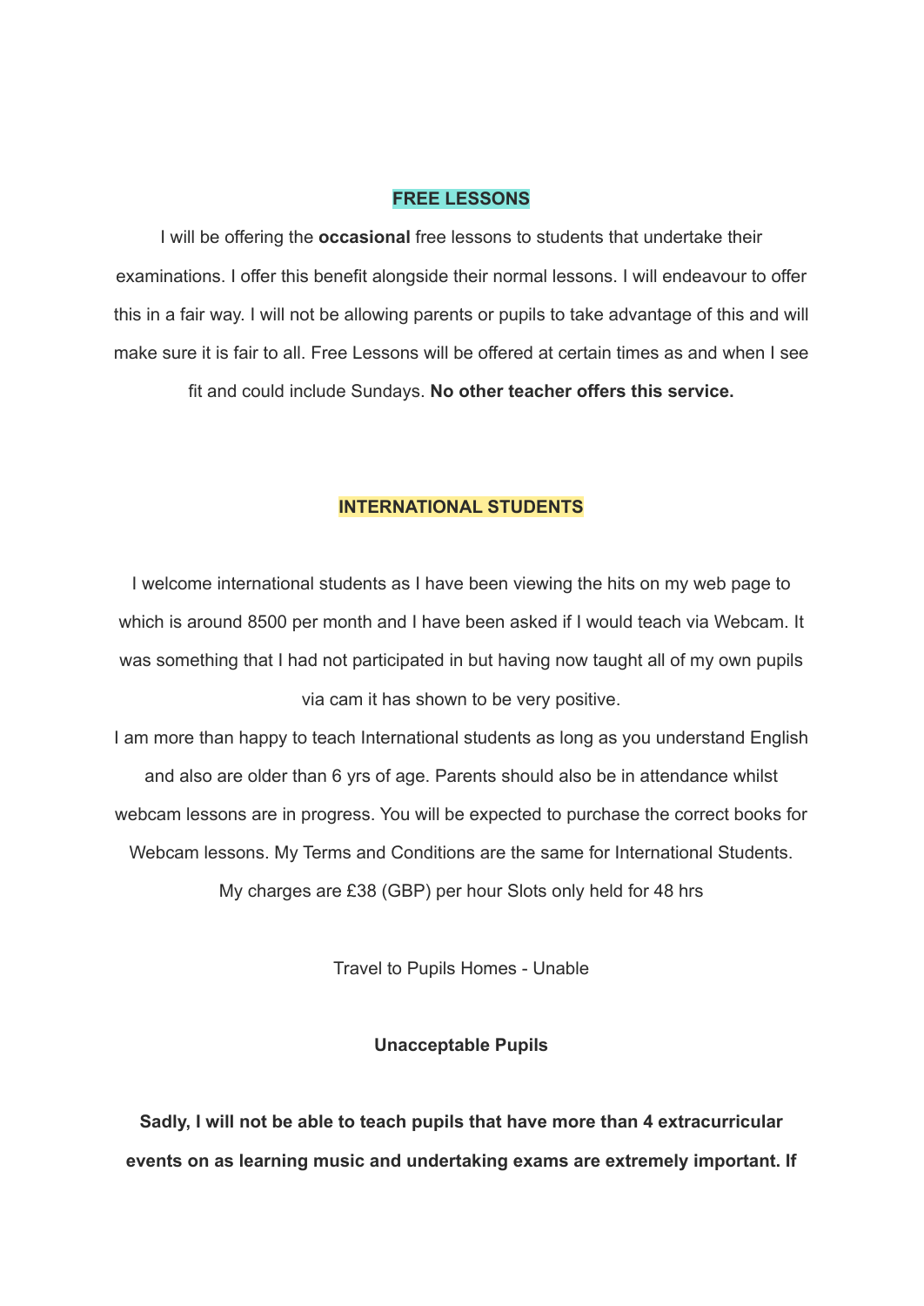## FREE LESSONS

I will be offering the **occasional** free lessons to students that undertake their examinations. I offer this benefit alongside their normal lessons. I will endeavour to offer this in a fair way. I will not be allowing parents or pupils to take advantage of this and will make sure it is fair to all. Free Lessons will be offered at certain times as and when I see fit and could include Sundays. **No other teacher offers this service.**

## INTERNATIONAL STUDENTS

I welcome international students as I have been viewing the hits on my web page to which is around 8500 per month and I have been asked if I would teach via Webcam. It was something that I had not participated in but having now taught all of my own pupils via cam it has shown to be very positive.

I am more than happy to teach International students as long as you understand English and also are older than 6 yrs of age. Parents should also be in attendance whilst webcam lessons are in progress. You will be expected to purchase the correct books for Webcam lessons. My Terms and Conditions are the same for International Students. My charges are £38 (GBP) per hour Slots only held for 48 hrs

Travel to Pupils Homes - Unable

**Unacceptable Pupils**

**Sadly, I will not be able to teach pupils that have more than 4 extracurricular events on as learning music and undertaking exams are extremely important. If**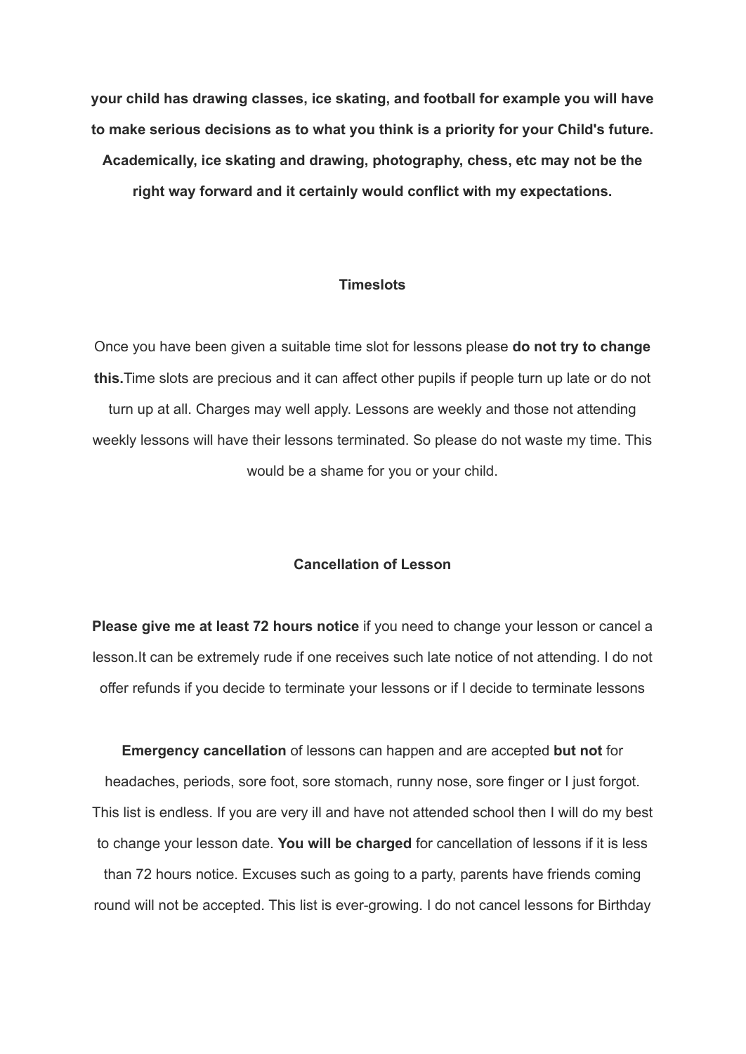**your child has drawing classes, ice skating, and football for example you will have to make serious decisions as to what you think is a priority for your Child's future. Academically, ice skating and drawing, photography, chess, etc may not be the right way forward and it certainly would conflict with my expectations.**

### Timeslots

Once you have been given a suitable time slot for lessons please **do not try to change this.**Time slots are precious and it can affect other pupils if people turn up late or do not turn up at all. Charges may well apply. Lessons are weekly and those not attending weekly lessons will have their lessons terminated. So please do not waste my time. This would be a shame for you or your child.

### Cancellation of Lesson

**Please give me at least 72 hours notice** if you need to change your lesson or cancel a lesson.It can be extremely rude if one receives such late notice of not attending. I do not offer refunds if you decide to terminate your lessons or if I decide to terminate lessons

**Emergency cancellation** of lessons can happen and are accepted **but not** for headaches, periods, sore foot, sore stomach, runny nose, sore finger or I just forgot. This list is endless. If you are very ill and have not attended school then I will do my best to change your lesson date. **You will be charged** for cancellation of lessons if it is less than 72 hours notice. Excuses such as going to a party, parents have friends coming round will not be accepted. This list is ever-growing. I do not cancel lessons for Birthday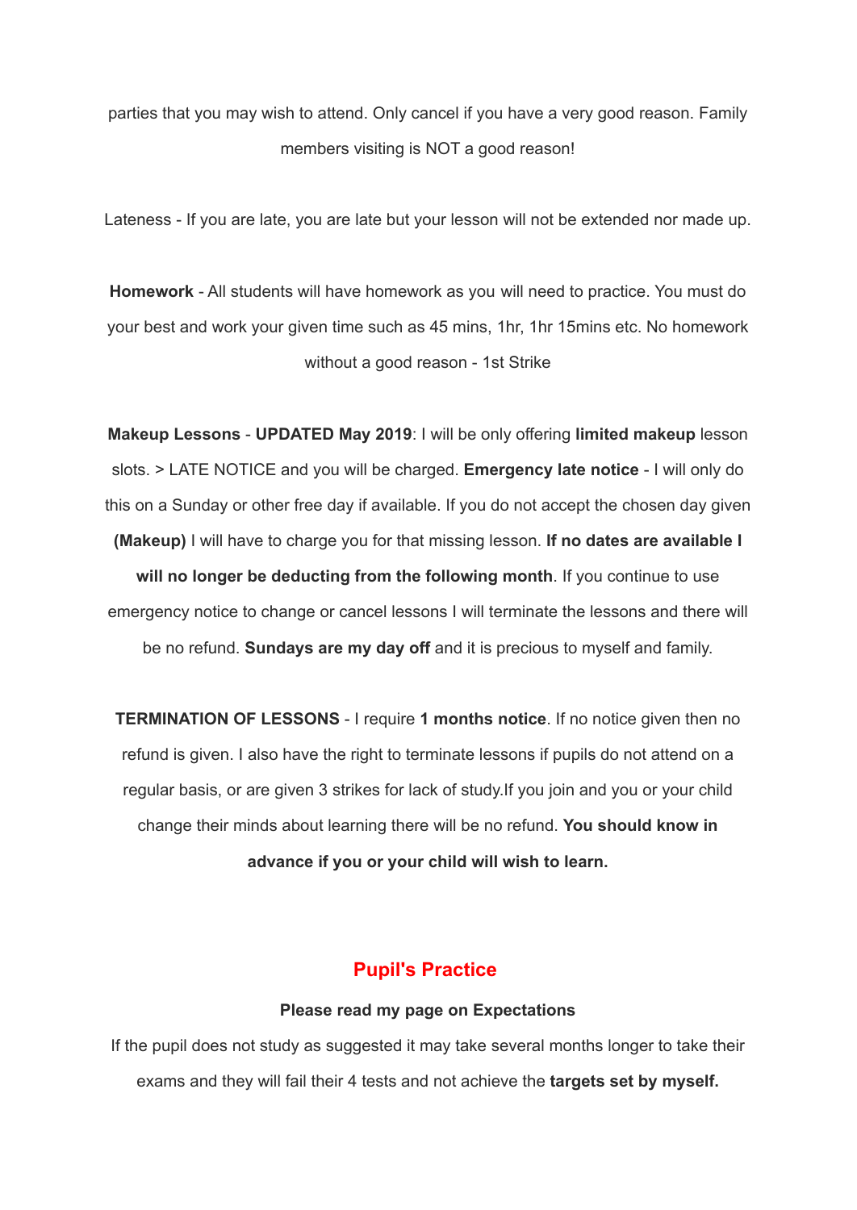parties that you may wish to attend. Only cancel if you have a very good reason. Family members visiting is NOT a good reason!

Lateness - If you are late, you are late but your lesson will not be extended nor made up.

**Homework** - All students will have homework as you will need to practice. You must do your best and work your given time such as 45 mins, 1hr, 1hr 15mins etc. No homework without a good reason - 1st Strike

**Makeup Lessons** - **UPDATED May 2019**: I will be only offering **limited makeup** lesson slots. > LATE NOTICE and you will be charged. **Emergency late notice** - I will only do this on a Sunday or other free day if available. If you do not accept the chosen day given **(Makeup)** I will have to charge you for that missing lesson. **If no dates are available I will no longer be deducting from the following month**. If you continue to use emergency notice to change or cancel lessons I will terminate the lessons and there will be no refund. **Sundays are my day off** and it is precious to myself and family.

**TERMINATION OF LESSONS** - I require **1 months notice**. If no notice given then no refund is given. I also have the right to terminate lessons if pupils do not attend on a regular basis, or are given 3 strikes for lack of study.If you join and you or your child change their minds about learning there will be no refund. **You should know in advance if you or your child will wish to learn.**

## Pupil's Practice

**Please read my page on Expectations**

If the pupil does not study as suggested it may take several months longer to take their exams and they will fail their 4 tests and not achieve the **targets set by myself.**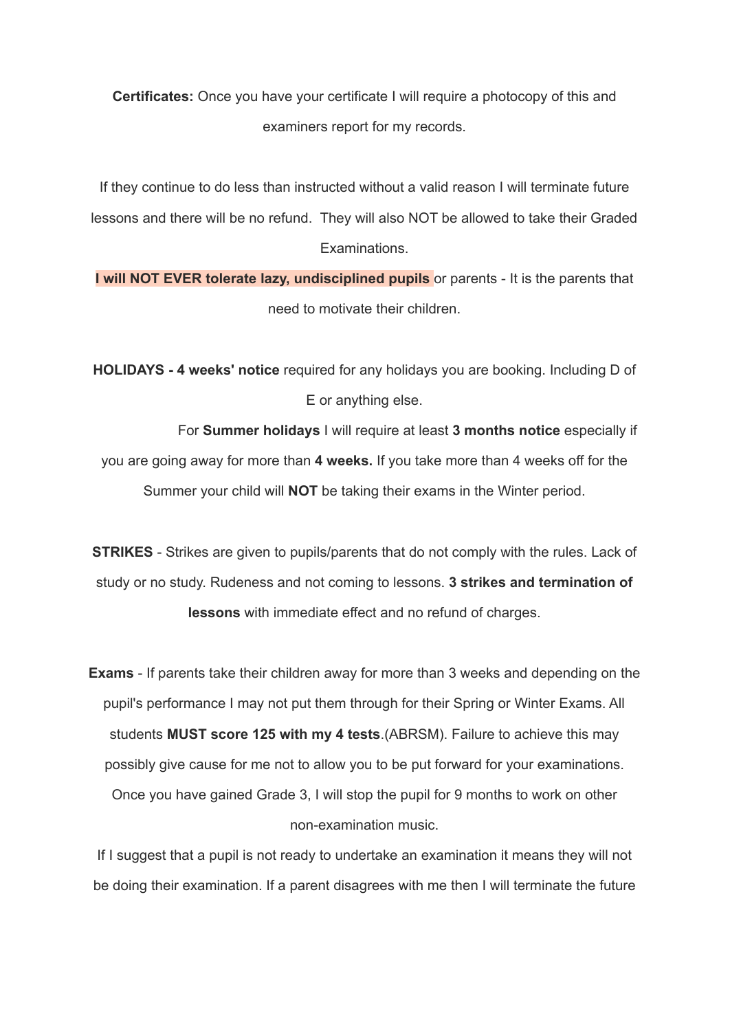**Certificates:** Once you have your certificate I will require a photocopy of this and examiners report for my records.

If they continue to do less than instructed without a valid reason I will terminate future lessons and there will be no refund. They will also NOT be allowed to take their Graded Examinations.

**I will NOT EVER tolerate lazy, undisciplined pupils** or parents - It is the parents that need to motivate their children.

**HOLIDAYS - 4 weeks' notice** required for any holidays you are booking. Including D of E or anything else.

For **Summer holidays** I will require at least **3 months notice** especially if you are going away for more than **4 weeks.** If you take more than 4 weeks off for the Summer your child will **NOT** be taking their exams in the Winter period.

**STRIKES** - Strikes are given to pupils/parents that do not comply with the rules. Lack of study or no study. Rudeness and not coming to lessons. **3 strikes and termination of lessons** with immediate effect and no refund of charges.

**Exams** - If parents take their children away for more than 3 weeks and depending on the pupil's performance I may not put them through for their Spring or Winter Exams. All students **MUST score 125 with my 4 tests**.(ABRSM). Failure to achieve this may possibly give cause for me not to allow you to be put forward for your examinations. Once you have gained Grade 3, I will stop the pupil for 9 months to work on other non-examination music.

If I suggest that a pupil is not ready to undertake an examination it means they will not be doing their examination. If a parent disagrees with me then I will terminate the future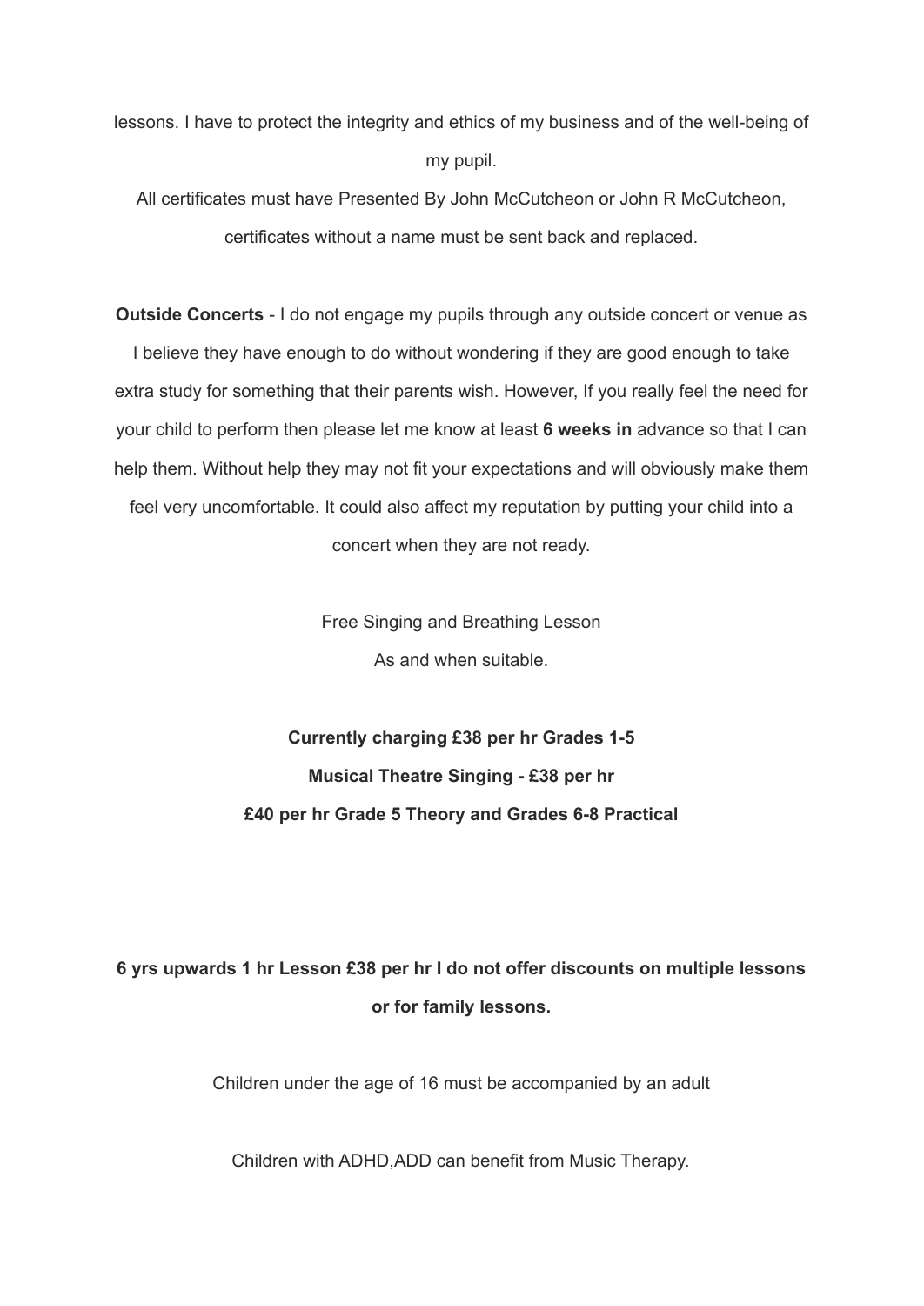lessons. I have to protect the integrity and ethics of my business and of the well-being of my pupil.

All certificates must have Presented By John McCutcheon or John R McCutcheon, certificates without a name must be sent back and replaced.

**Outside Concerts** - I do not engage my pupils through any outside concert or venue as I believe they have enough to do without wondering if they are good enough to take extra study for something that their parents wish. However, If you really feel the need for your child to perform then please let me know at least **6 weeks in** advance so that I can help them. Without help they may not fit your expectations and will obviously make them feel very uncomfortable. It could also affect my reputation by putting your child into a concert when they are not ready.

Free Singing and Breathing Lesson

As and when suitable.

**Currently charging £38 per hr Grades 1-5**

**Musical Theatre Singing - £38 per hr**

**£40 per hr Grade 5 Theory and Grades 6-8 Practical**

**6 yrs upwards 1 hr Lesson £38 per hr I do not offer discounts on multiple lessons or for family lessons.**

Children under the age of 16 must be accompanied by an adult

Children with ADHD,ADD can benefit from Music Therapy.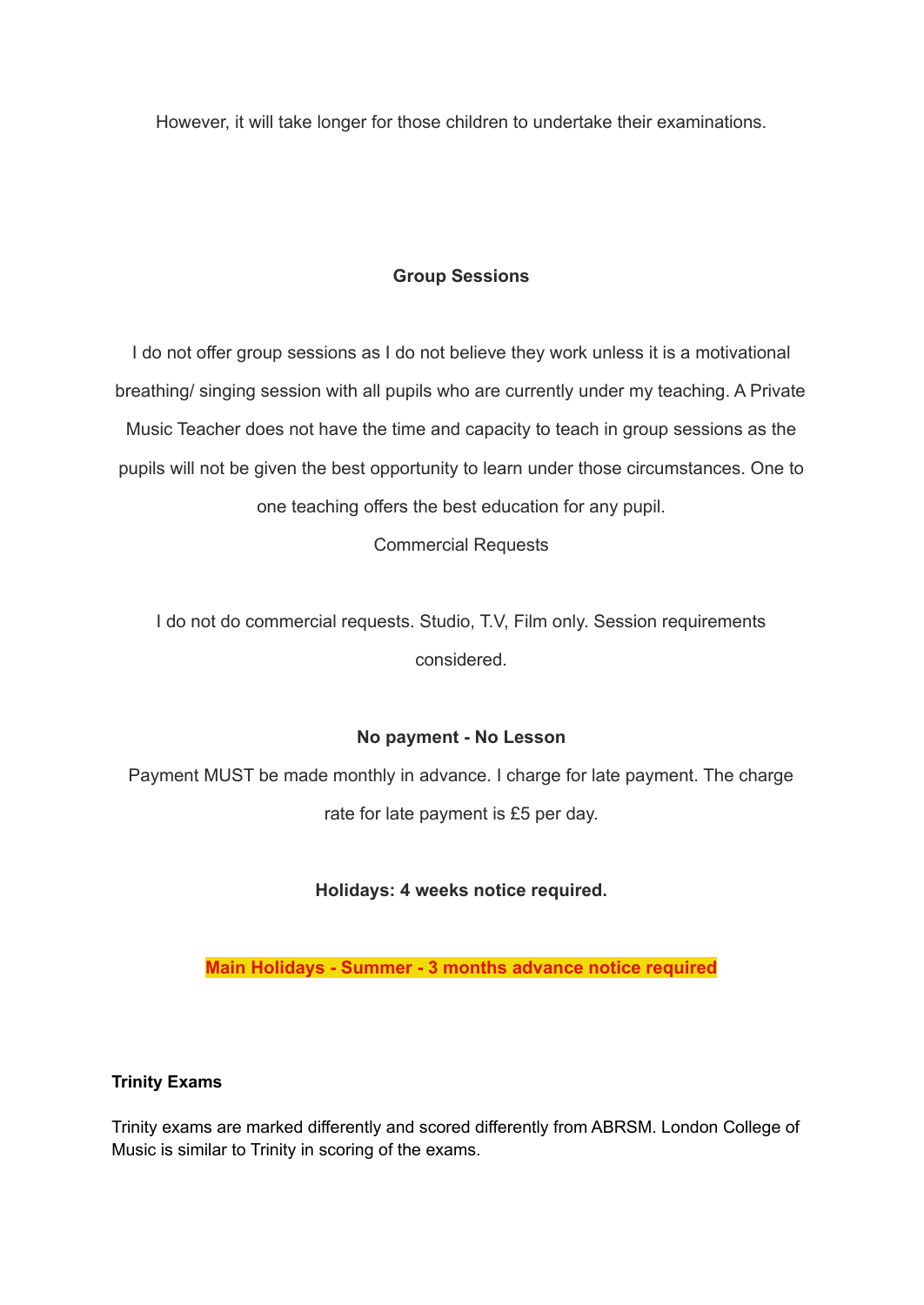However, it will take longer for those children to undertake their examinations.

**Group Sessions**

I do not offer group sessions as I do not believe they work unless it is a motivational breathing/ singing session with all pupils who are currently under my teaching. A Private Music Teacher does not have the time and capacity to teach in group sessions as the pupils will not be given the best opportunity to learn under those circumstances. One to one teaching offers the best education for any pupil.

Commercial Requests

I do not do commercial requests. Studio, T.V, Film only. Session requirements considered.

**No payment - No Lesson**

Payment MUST be made monthly in advance. I charge for late payment. The charge rate for late payment is £5 per day.

**Holidays: 4 weeks notice required.**

**Main Holidays - Summer - 3 months advance notice required**

**Trinity Exams**

Trinity exams are marked differently and scored differently from ABRSM. London College of Music is similar to Trinity in scoring of the exams.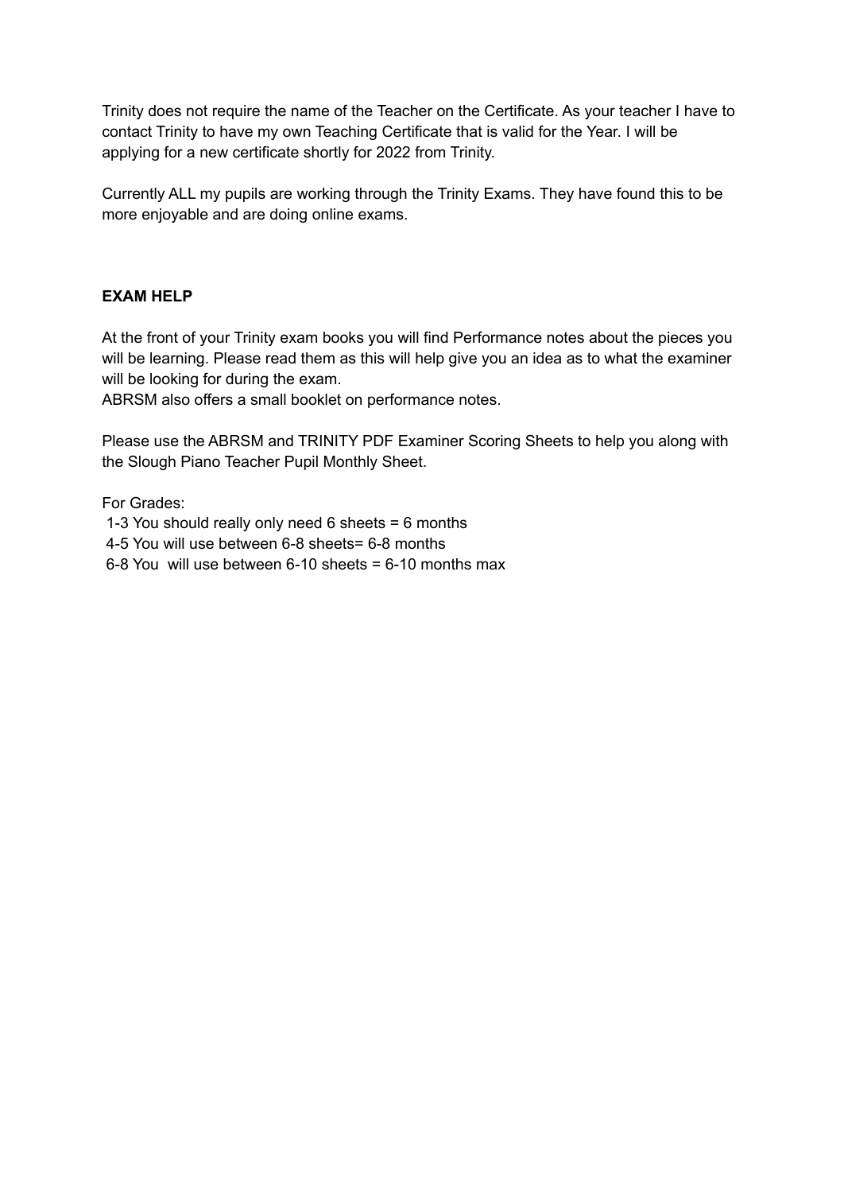Trinity does not require the name of the Teacher on the Certificate. As your teacher I have to contact Trinity to have my own Teaching Certificate that is valid for the Year. I will be applying for a new certificate shortly for 2022 from Trinity.

Currently ALL my pupils are working through the Trinity Exams. They have found this to be more enjoyable and are doing online exams.

**EXAM HELP**

At the front of your Trinity exam books you will find Performance notes about the pieces you will be learning. Please read them as this will help give you an idea as to what the examiner will be looking for during the exam.
ABRSM also offers a small booklet on performance notes.

Please use the ABRSM and TRINITY PDF Examiner Scoring Sheets to help you along with the Slough Piano Teacher Pupil Monthly Sheet.

For Grades:
1-3 You should really only need 6 sheets = 6 months
4-5 You will use between 6-8 sheets= 6-8 months
6-8 You will use between 6-10 sheets = 6-10 months max